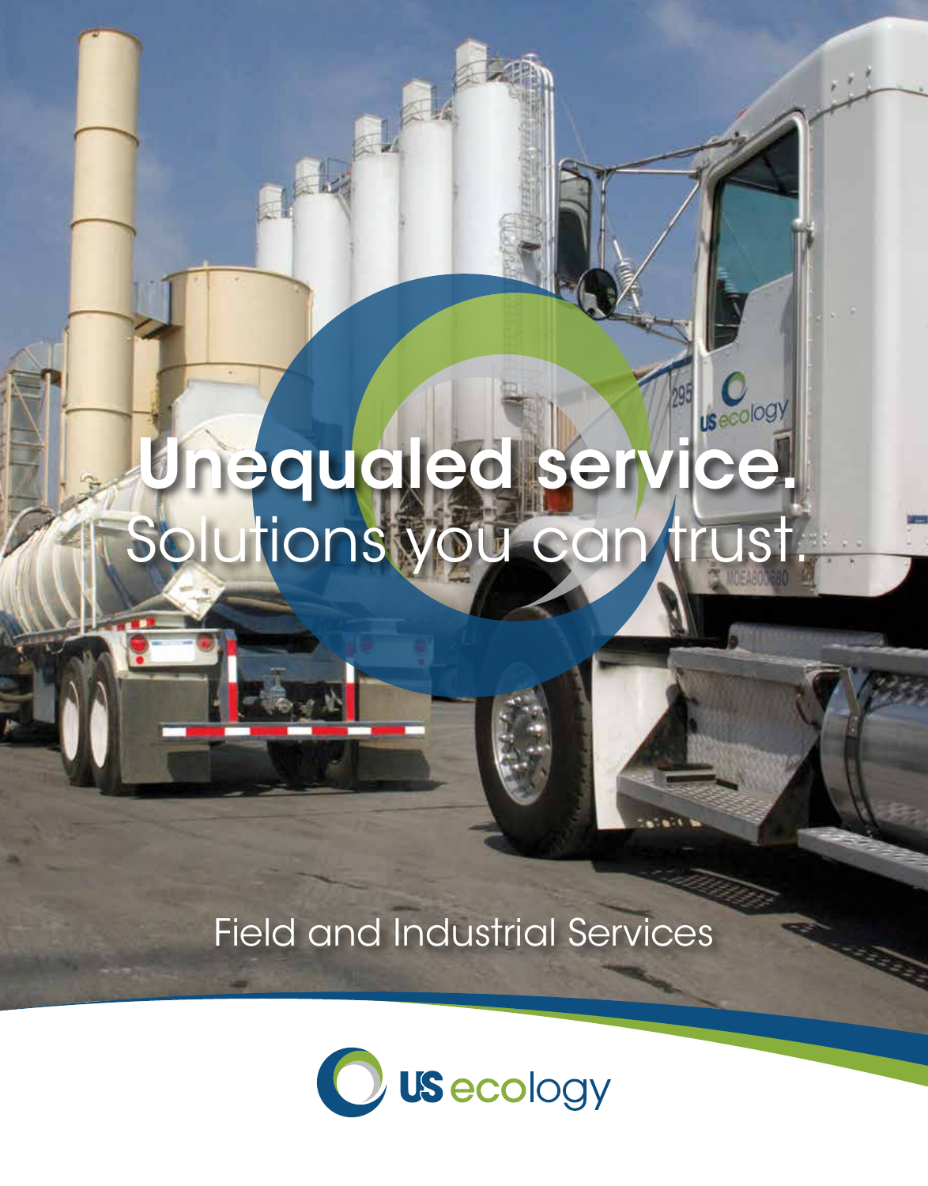# Unequaled service.

## Solutions you can trust.

Field and Industrial Services

US ecology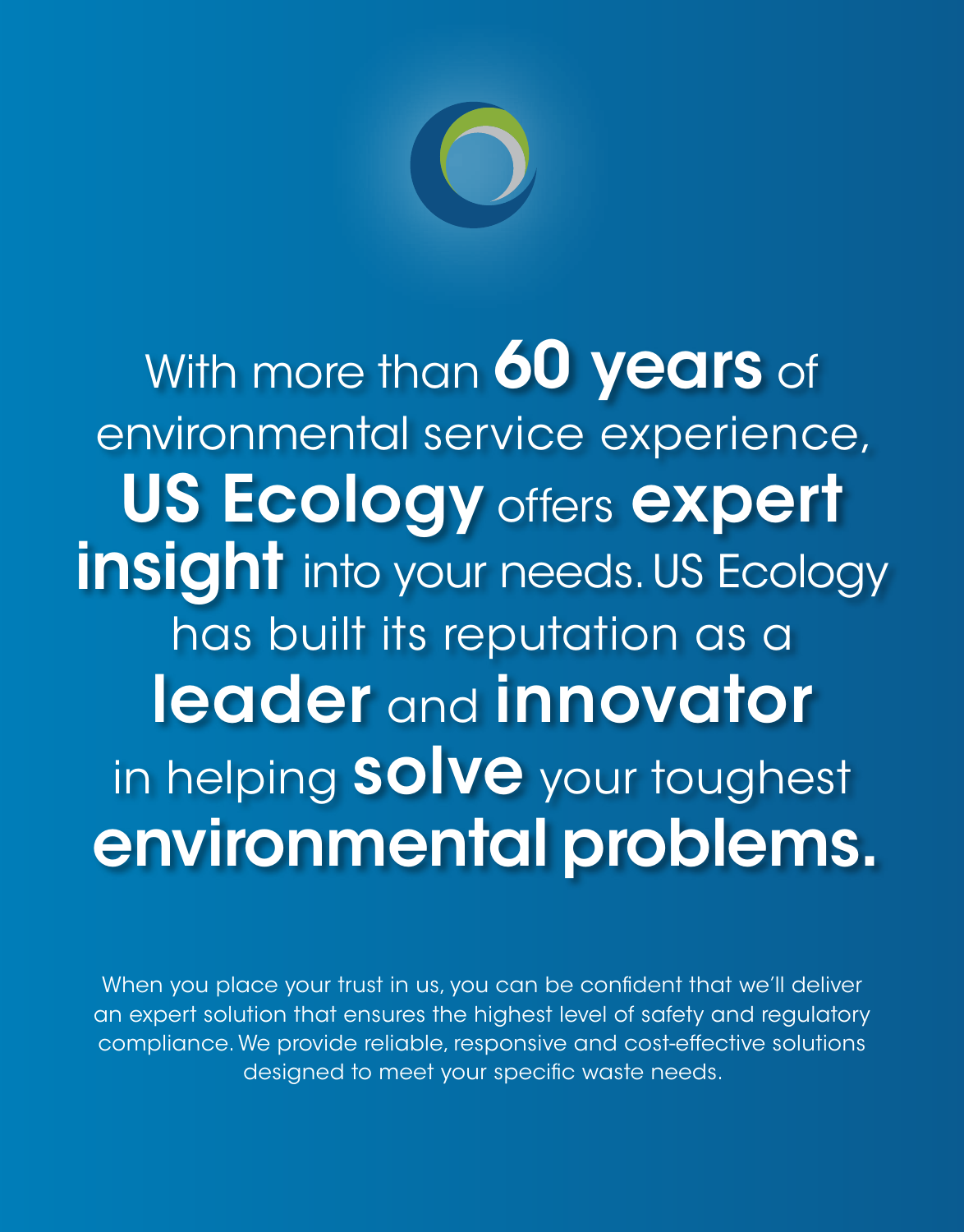With more than **60 years** of environmental service experience, **US Ecology** offers **expert insight** into your needs. US Ecology has built its reputation as a **leader** and **innovator** in helping **solve** your toughest **environmental problems.**

When you place your trust in us, you can be confident that we'll deliver an expert solution that ensures the highest level of safety and regulatory compliance. We provide reliable, responsive and cost-effective solutions designed to meet your specific waste needs.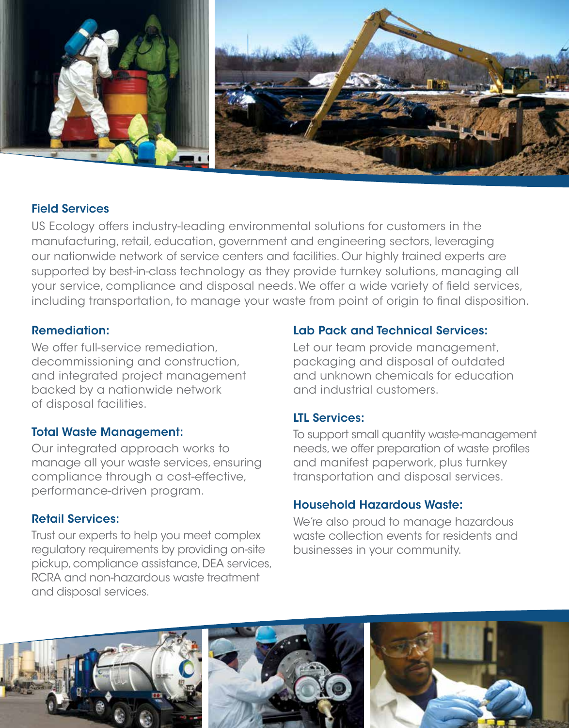## Field Services

US Ecology offers industry-leading environmental solutions for customers in the manufacturing, retail, education, government and engineering sectors, leveraging our nationwide network of service centers and facilities. Our highly trained experts are supported by best-in-class technology as they provide turnkey solutions, managing all your service, compliance and disposal needs. We offer a wide variety of field services, including transportation, to manage your waste from point of origin to final disposition.

### Remediation:

We offer full-service remediation, decommissioning and construction, and integrated project management backed by a nationwide network of disposal facilities.

### Total Waste Management:

Our integrated approach works to manage all your waste services, ensuring compliance through a cost-effective, performance-driven program.

### Retail Services:

Trust our experts to help you meet complex regulatory requirements by providing on-site pickup, compliance assistance, DEA services, RCRA and non-hazardous waste treatment and disposal services.

### Lab Pack and Technical Services:

Let our team provide management, packaging and disposal of outdated and unknown chemicals for education and industrial customers.

### LTL Services:

To support small quantity waste-management needs, we offer preparation of waste profiles and manifest paperwork, plus turnkey transportation and disposal services.

### Household Hazardous Waste:

We're also proud to manage hazardous waste collection events for residents and businesses in your community.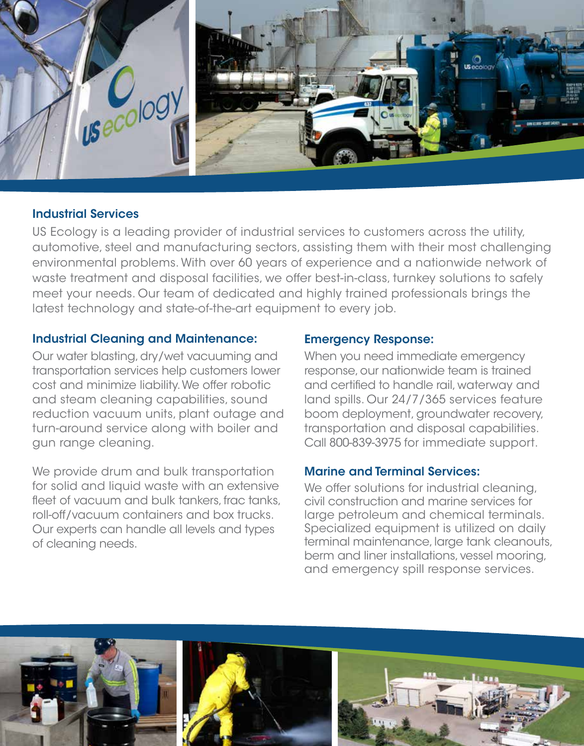## Industrial Services

US Ecology is a leading provider of industrial services to customers across the utility, automotive, steel and manufacturing sectors, assisting them with their most challenging environmental problems. With over 60 years of experience and a nationwide network of waste treatment and disposal facilities, we offer best-in-class, turnkey solutions to safely meet your needs. Our team of dedicated and highly trained professionals brings the latest technology and state-of-the-art equipment to every job.

### Industrial Cleaning and Maintenance:

Our water blasting, dry/wet vacuuming and transportation services help customers lower cost and minimize liability. We offer robotic and steam cleaning capabilities, sound reduction vacuum units, plant outage and turn-around service along with boiler and gun range cleaning.

We provide drum and bulk transportation for solid and liquid waste with an extensive fleet of vacuum and bulk tankers, frac tanks, roll-off/vacuum containers and box trucks. Our experts can handle all levels and types of cleaning needs.

### Emergency Response:

When you need immediate emergency response, our nationwide team is trained and certified to handle rail, waterway and land spills. Our 24/7/365 services feature boom deployment, groundwater recovery, transportation and disposal capabilities. Call 800-839-3975 for immediate support.

### Marine and Terminal Services:

We offer solutions for industrial cleaning, civil construction and marine services for large petroleum and chemical terminals. Specialized equipment is utilized on daily terminal maintenance, large tank cleanouts, berm and liner installations, vessel mooring, and emergency spill response services.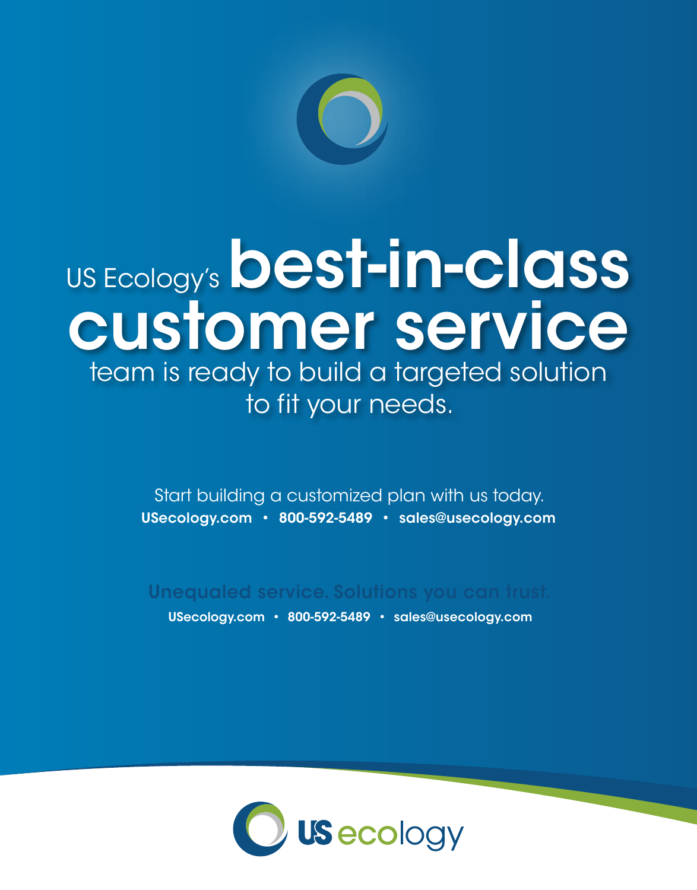# US Ecology's best-in-class customer service

team is ready to build a targeted solution to fit your needs.

Start building a customized plan with us today.

**USecology.com • 800-592-5489 • sales@usecology.com**

**Unequaled service. Solutions you can trust.**

**USecology.com • 800-592-5489 • sales@usecology.com**

US ecology